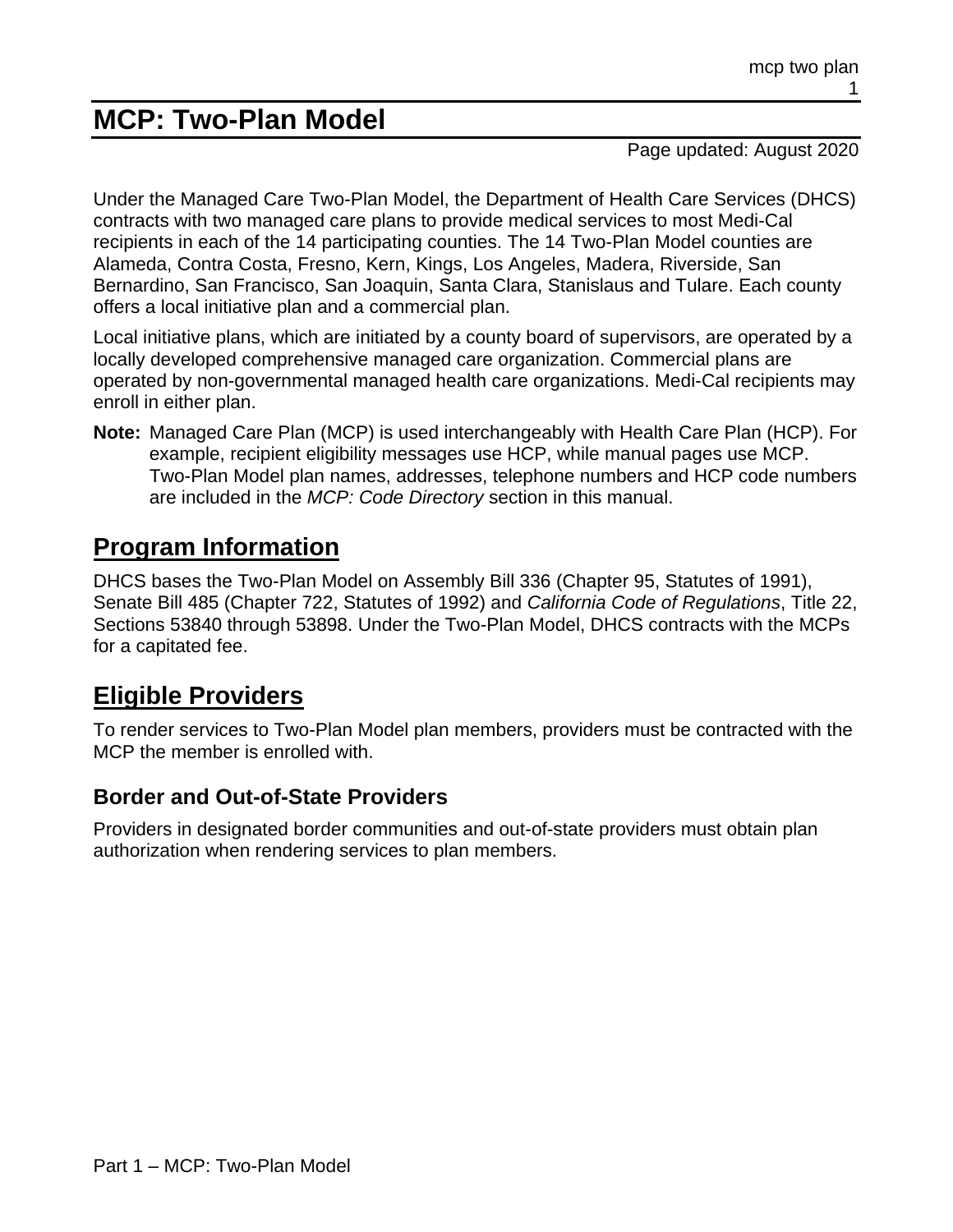# MCP: Two-Plan Model

Page updated: August 2020

Under the Managed Care Two-Plan Model, the Department of Health Care Services (DHCS) contracts with two managed care plans to provide medical services to most Medi-Cal recipients in each of the 14 participating counties. The 14 Two-Plan Model counties are Alameda, Contra Costa, Fresno, Kern, Kings, Los Angeles, Madera, Riverside, San Bernardino, San Francisco, San Joaquin, Santa Clara, Stanislaus and Tulare. Each county offers a local initiative plan and a commercial plan.

Local initiative plans, which are initiated by a county board of supervisors, are operated by a locally developed comprehensive managed care organization. Commercial plans are operated by non-governmental managed health care organizations. Medi-Cal recipients may enroll in either plan.

**Note:** Managed Care Plan (MCP) is used interchangeably with Health Care Plan (HCP). For example, recipient eligibility messages use HCP, while manual pages use MCP. Two-Plan Model plan names, addresses, telephone numbers and HCP code numbers are included in the *MCP: Code Directory* section in this manual.

## Program Information

DHCS bases the Two-Plan Model on Assembly Bill 336 (Chapter 95, Statutes of 1991), Senate Bill 485 (Chapter 722, Statutes of 1992) and *California Code of Regulations*, Title 22, Sections 53840 through 53898. Under the Two-Plan Model, DHCS contracts with the MCPs for a capitated fee.

## Eligible Providers

To render services to Two-Plan Model plan members, providers must be contracted with the MCP the member is enrolled with.

### Border and Out-of-State Providers

Providers in designated border communities and out-of-state providers must obtain plan authorization when rendering services to plan members.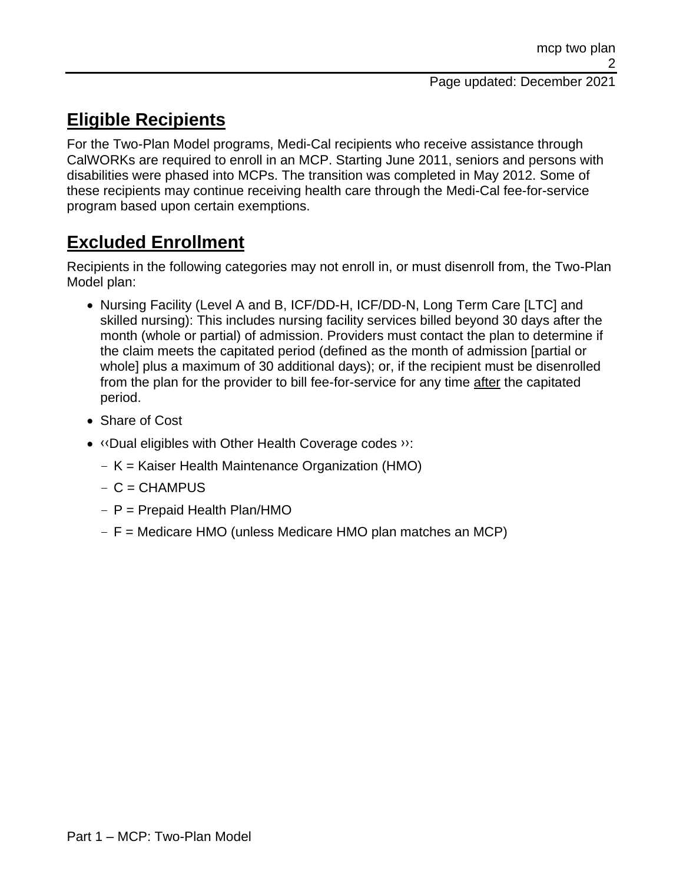## Eligible Recipients

For the Two-Plan Model programs, Medi-Cal recipients who receive assistance through CalWORKs are required to enroll in an MCP. Starting June 2011, seniors and persons with disabilities were phased into MCPs. The transition was completed in May 2012. Some of these recipients may continue receiving health care through the Medi-Cal fee-for-service program based upon certain exemptions.

## Excluded Enrollment

Recipients in the following categories may not enroll in, or must disenroll from, the Two-Plan Model plan:

- Nursing Facility (Level A and B, ICF/DD-H, ICF/DD-N, Long Term Care [LTC] and skilled nursing): This includes nursing facility services billed beyond 30 days after the month (whole or partial) of admission. Providers must contact the plan to determine if the claim meets the capitated period (defined as the month of admission [partial or whole] plus a maximum of 30 additional days); or, if the recipient must be disenrolled from the plan for the provider to bill fee-for-service for any time <u>after</u> the capitated period.
- Share of Cost
- ‹‹Dual eligibles with Other Health Coverage codes ››:
  - K = Kaiser Health Maintenance Organization (HMO)
  - C = CHAMPUS
  - P = Prepaid Health Plan/HMO
  - F = Medicare HMO (unless Medicare HMO plan matches an MCP)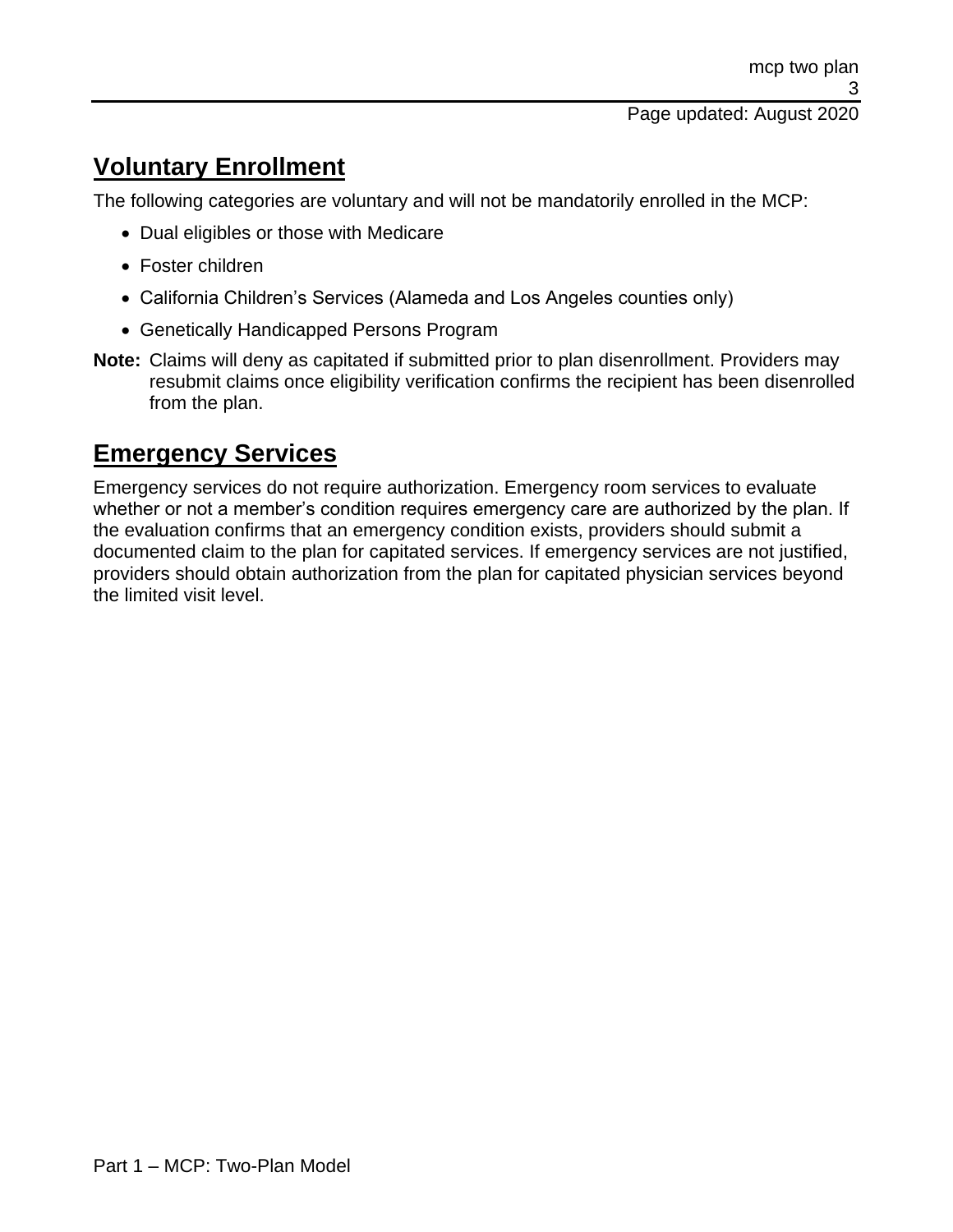## Voluntary Enrollment

The following categories are voluntary and will not be mandatorily enrolled in the MCP:

- Dual eligibles or those with Medicare
- Foster children
- California Children's Services (Alameda and Los Angeles counties only)
- Genetically Handicapped Persons Program

**Note:** Claims will deny as capitated if submitted prior to plan disenrollment. Providers may resubmit claims once eligibility verification confirms the recipient has been disenrolled from the plan.

## Emergency Services

Emergency services do not require authorization. Emergency room services to evaluate whether or not a member's condition requires emergency care are authorized by the plan. If the evaluation confirms that an emergency condition exists, providers should submit a documented claim to the plan for capitated services. If emergency services are not justified, providers should obtain authorization from the plan for capitated physician services beyond the limited visit level.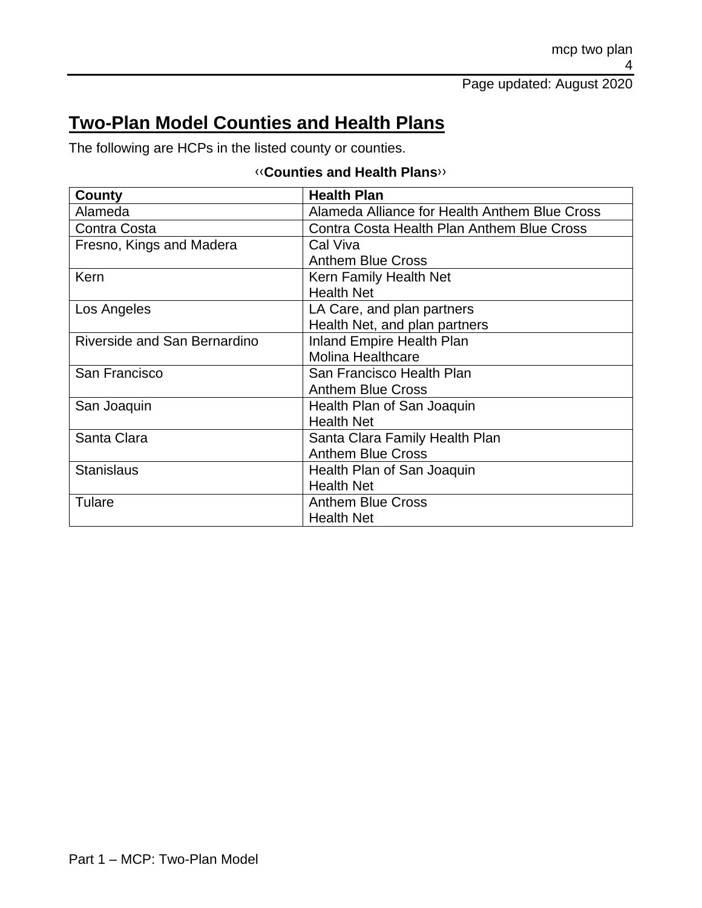# Two-Plan Model Counties and Health Plans

The following are HCPs in the listed county or counties.

**‹‹Counties and Health Plans››**

| County | Health Plan |
|---|---|
| Alameda | Alameda Alliance for Health Anthem Blue Cross |
| Contra Costa | Contra Costa Health Plan Anthem Blue Cross |
| Fresno, Kings and Madera | Cal Viva<br>Anthem Blue Cross |
| Kern | Kern Family Health Net<br>Health Net |
| Los Angeles | LA Care, and plan partners<br>Health Net, and plan partners |
| Riverside and San Bernardino | Inland Empire Health Plan<br>Molina Healthcare |
| San Francisco | San Francisco Health Plan<br>Anthem Blue Cross |
| San Joaquin | Health Plan of San Joaquin<br>Health Net |
| Santa Clara | Santa Clara Family Health Plan<br>Anthem Blue Cross |
| Stanislaus | Health Plan of San Joaquin<br>Health Net |
| Tulare | Anthem Blue Cross<br>Health Net |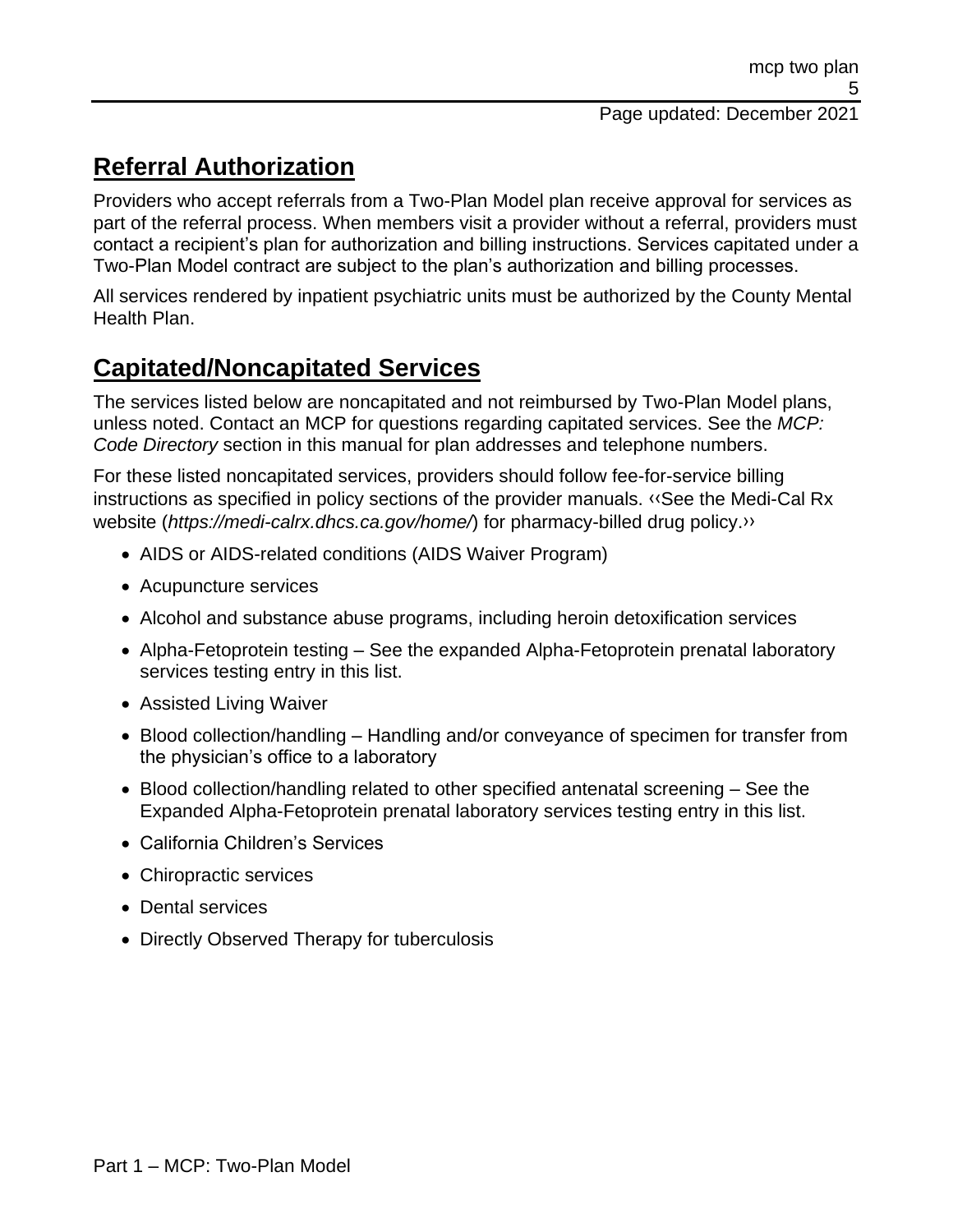## Referral Authorization

Providers who accept referrals from a Two-Plan Model plan receive approval for services as part of the referral process. When members visit a provider without a referral, providers must contact a recipient's plan for authorization and billing instructions. Services capitated under a Two-Plan Model contract are subject to the plan's authorization and billing processes.

All services rendered by inpatient psychiatric units must be authorized by the County Mental Health Plan.

## Capitated/Noncapitated Services

The services listed below are noncapitated and not reimbursed by Two-Plan Model plans, unless noted. Contact an MCP for questions regarding capitated services. See the *MCP: Code Directory* section in this manual for plan addresses and telephone numbers.

For these listed noncapitated services, providers should follow fee-for-service billing instructions as specified in policy sections of the provider manuals. ‹‹See the Medi-Cal Rx website (*https://medi-calrx.dhcs.ca.gov/home/*) for pharmacy-billed drug policy.››

- AIDS or AIDS-related conditions (AIDS Waiver Program)
- Acupuncture services
- Alcohol and substance abuse programs, including heroin detoxification services
- Alpha-Fetoprotein testing – See the expanded Alpha-Fetoprotein prenatal laboratory services testing entry in this list.
- Assisted Living Waiver
- Blood collection/handling – Handling and/or conveyance of specimen for transfer from the physician's office to a laboratory
- Blood collection/handling related to other specified antenatal screening – See the Expanded Alpha-Fetoprotein prenatal laboratory services testing entry in this list.
- California Children's Services
- Chiropractic services
- Dental services
- Directly Observed Therapy for tuberculosis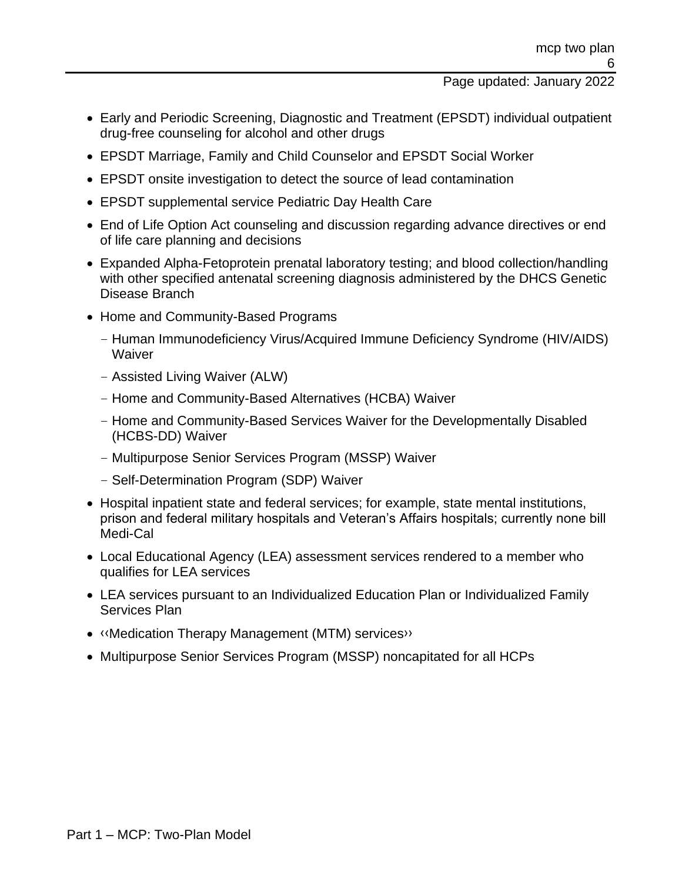- Early and Periodic Screening, Diagnostic and Treatment (EPSDT) individual outpatient drug-free counseling for alcohol and other drugs
- EPSDT Marriage, Family and Child Counselor and EPSDT Social Worker
- EPSDT onsite investigation to detect the source of lead contamination
- EPSDT supplemental service Pediatric Day Health Care
- End of Life Option Act counseling and discussion regarding advance directives or end of life care planning and decisions
- Expanded Alpha-Fetoprotein prenatal laboratory testing; and blood collection/handling with other specified antenatal screening diagnosis administered by the DHCS Genetic Disease Branch
- Home and Community-Based Programs
  - Human Immunodeficiency Virus/Acquired Immune Deficiency Syndrome (HIV/AIDS) Waiver
  - Assisted Living Waiver (ALW)
  - Home and Community-Based Alternatives (HCBA) Waiver
  - Home and Community-Based Services Waiver for the Developmentally Disabled (HCBS-DD) Waiver
  - Multipurpose Senior Services Program (MSSP) Waiver
  - Self-Determination Program (SDP) Waiver
- Hospital inpatient state and federal services; for example, state mental institutions, prison and federal military hospitals and Veteran's Affairs hospitals; currently none bill Medi-Cal
- Local Educational Agency (LEA) assessment services rendered to a member who qualifies for LEA services
- LEA services pursuant to an Individualized Education Plan or Individualized Family Services Plan
- ‹‹Medication Therapy Management (MTM) services››
- Multipurpose Senior Services Program (MSSP) noncapitated for all HCPs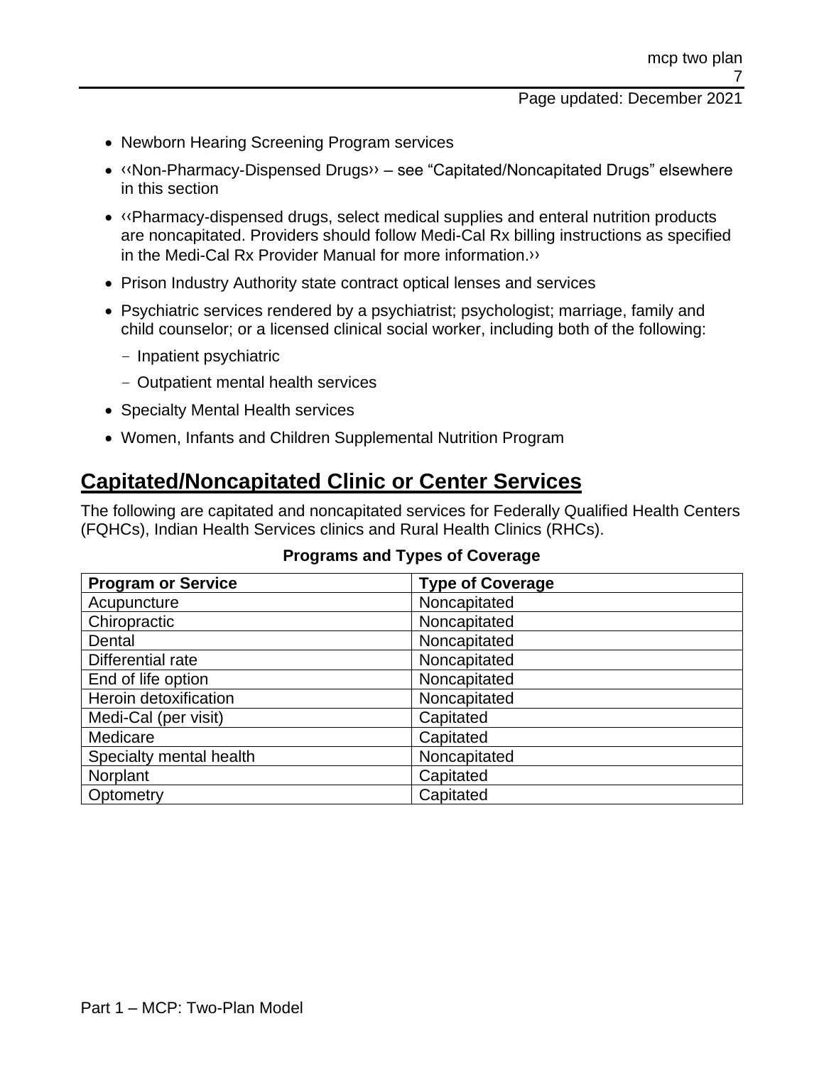- Newborn Hearing Screening Program services
- ‹‹Non-Pharmacy-Dispensed Drugs›› – see "Capitated/Noncapitated Drugs" elsewhere in this section
- ‹‹Pharmacy-dispensed drugs, select medical supplies and enteral nutrition products are noncapitated. Providers should follow Medi-Cal Rx billing instructions as specified in the Medi-Cal Rx Provider Manual for more information.››
- Prison Industry Authority state contract optical lenses and services
- Psychiatric services rendered by a psychiatrist; psychologist; marriage, family and child counselor; or a licensed clinical social worker, including both of the following:
  - Inpatient psychiatric
  - Outpatient mental health services
- Specialty Mental Health services
- Women, Infants and Children Supplemental Nutrition Program

## Capitated/Noncapitated Clinic or Center Services

The following are capitated and noncapitated services for Federally Qualified Health Centers (FQHCs), Indian Health Services clinics and Rural Health Clinics (RHCs).

**Programs and Types of Coverage**

| Program or Service | Type of Coverage |
|---|---|
| Acupuncture | Noncapitated |
| Chiropractic | Noncapitated |
| Dental | Noncapitated |
| Differential rate | Noncapitated |
| End of life option | Noncapitated |
| Heroin detoxification | Noncapitated |
| Medi-Cal (per visit) | Capitated |
| Medicare | Capitated |
| Specialty mental health | Noncapitated |
| Norplant | Capitated |
| Optometry | Capitated |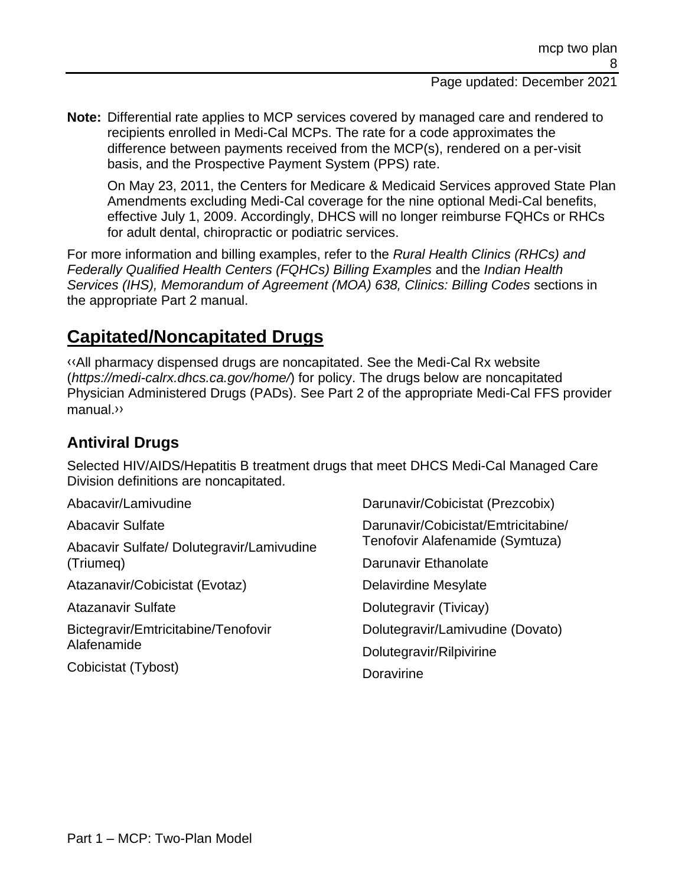**Note:** Differential rate applies to MCP services covered by managed care and rendered to recipients enrolled in Medi-Cal MCPs. The rate for a code approximates the difference between payments received from the MCP(s), rendered on a per-visit basis, and the Prospective Payment System (PPS) rate.

On May 23, 2011, the Centers for Medicare & Medicaid Services approved State Plan Amendments excluding Medi-Cal coverage for the nine optional Medi-Cal benefits, effective July 1, 2009. Accordingly, DHCS will no longer reimburse FQHCs or RHCs for adult dental, chiropractic or podiatric services.

For more information and billing examples, refer to the *Rural Health Clinics (RHCs) and Federally Qualified Health Centers (FQHCs) Billing Examples* and the *Indian Health Services (IHS), Memorandum of Agreement (MOA) 638, Clinics: Billing Codes* sections in the appropriate Part 2 manual.

## Capitated/Noncapitated Drugs

‹‹All pharmacy dispensed drugs are noncapitated. See the Medi-Cal Rx website (*https://medi-calrx.dhcs.ca.gov/home/*) for policy. The drugs below are noncapitated Physician Administered Drugs (PADs). See Part 2 of the appropriate Medi-Cal FFS provider manual.››

### Antiviral Drugs

Selected HIV/AIDS/Hepatitis B treatment drugs that meet DHCS Medi-Cal Managed Care Division definitions are noncapitated.

Abacavir/Lamivudine

Abacavir Sulfate

Abacavir Sulfate/ Dolutegravir/Lamivudine (Triumeq)

Atazanavir/Cobicistat (Evotaz)

Atazanavir Sulfate

Bictegravir/Emtricitabine/Tenofovir Alafenamide

Cobicistat (Tybost)

Darunavir/Cobicistat (Prezcobix)

Darunavir/Cobicistat/Emtricitabine/ Tenofovir Alafenamide (Symtuza)

Darunavir Ethanolate

Delavirdine Mesylate

Dolutegravir (Tivicay)

Dolutegravir/Lamivudine (Dovato)

Dolutegravir/Rilpivirine

Doravirine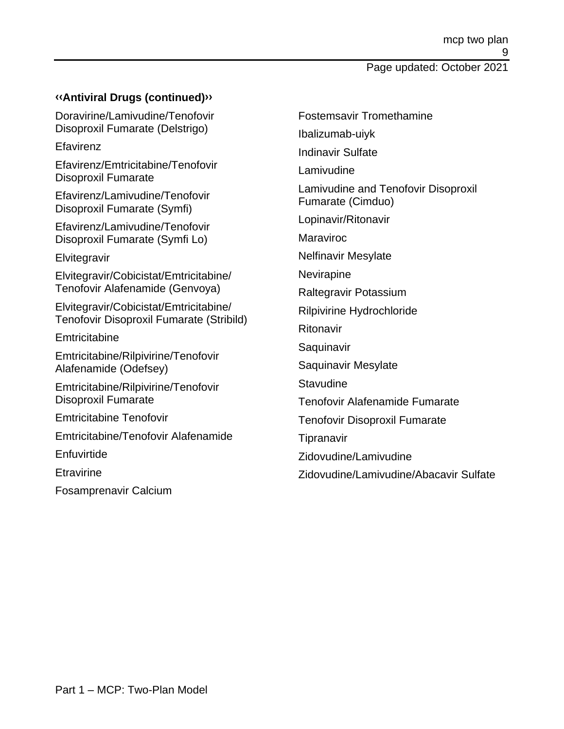**‹‹Antiviral Drugs (continued)››**

Doravirine/Lamivudine/Tenofovir Disoproxil Fumarate (Delstrigo)

Efavirenz

Efavirenz/Emtricitabine/Tenofovir Disoproxil Fumarate

Efavirenz/Lamivudine/Tenofovir Disoproxil Fumarate (Symfi)

Efavirenz/Lamivudine/Tenofovir Disoproxil Fumarate (Symfi Lo)

Elvitegravir

Elvitegravir/Cobicistat/Emtricitabine/Tenofovir Alafenamide (Genvoya)

Elvitegravir/Cobicistat/Emtricitabine/Tenofovir Disoproxil Fumarate (Stribild)

Emtricitabine

Emtricitabine/Rilpivirine/Tenofovir Alafenamide (Odefsey)

Emtricitabine/Rilpivirine/Tenofovir Disoproxil Fumarate

Emtricitabine Tenofovir

Emtricitabine/Tenofovir Alafenamide

Enfuvirtide

Etravirine

Fosamprenavir Calcium

Fostemsavir Tromethamine

Ibalizumab-uiyk

Indinavir Sulfate

Lamivudine

Lamivudine and Tenofovir Disoproxil Fumarate (Cimduo)

Lopinavir/Ritonavir

Maraviroc

Nelfinavir Mesylate

Nevirapine

Raltegravir Potassium

Rilpivirine Hydrochloride

Ritonavir

Saquinavir

Saquinavir Mesylate

Stavudine

Tenofovir Alafenamide Fumarate

Tenofovir Disoproxil Fumarate

Tipranavir

Zidovudine/Lamivudine

Zidovudine/Lamivudine/Abacavir Sulfate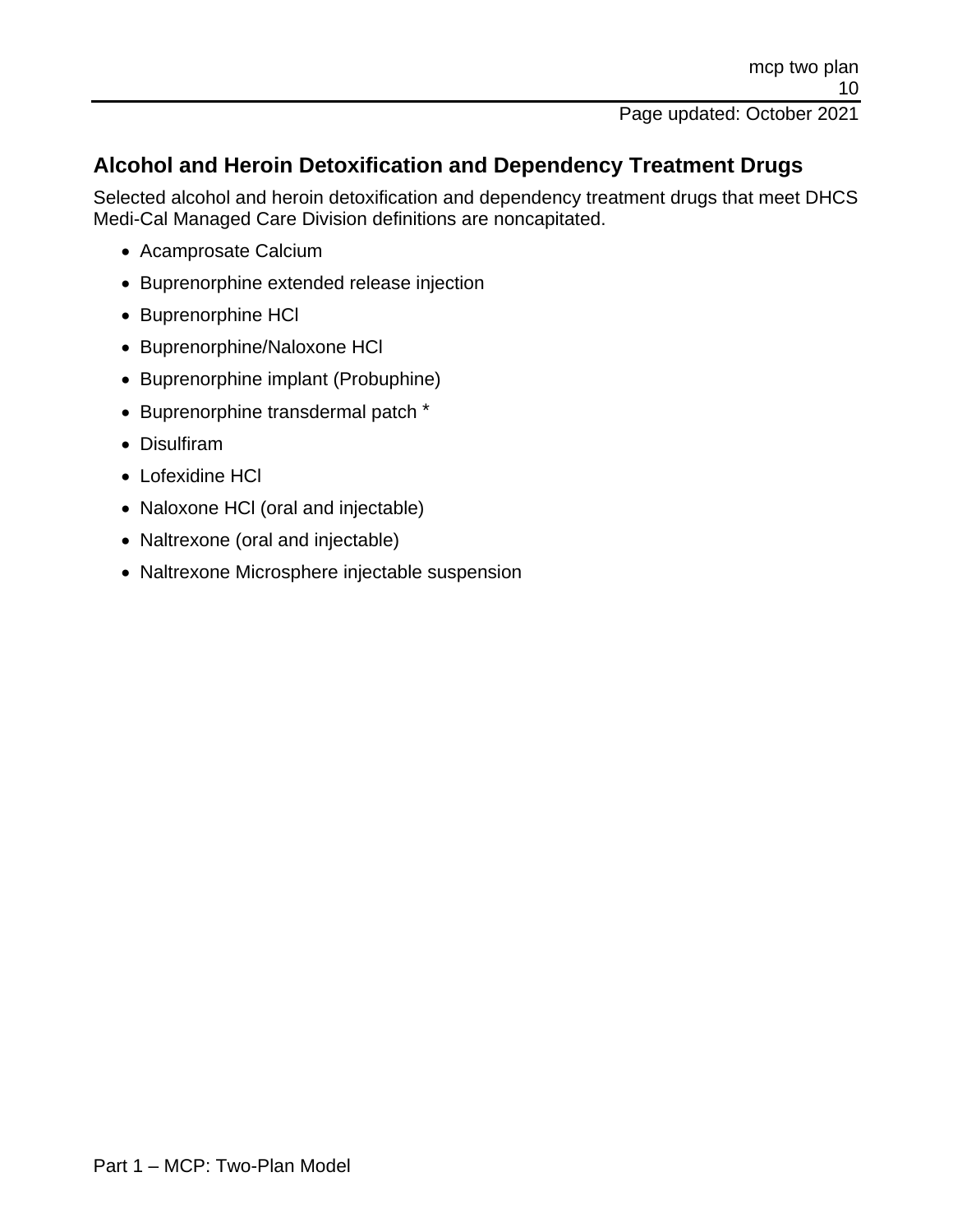## Alcohol and Heroin Detoxification and Dependency Treatment Drugs

Selected alcohol and heroin detoxification and dependency treatment drugs that meet DHCS Medi-Cal Managed Care Division definitions are noncapitated.

- Acamprosate Calcium
- Buprenorphine extended release injection
- Buprenorphine HCl
- Buprenorphine/Naloxone HCl
- Buprenorphine implant (Probuphine)
- Buprenorphine transdermal patch *
- Disulfiram
- Lofexidine HCl
- Naloxone HCl (oral and injectable)
- Naltrexone (oral and injectable)
- Naltrexone Microsphere injectable suspension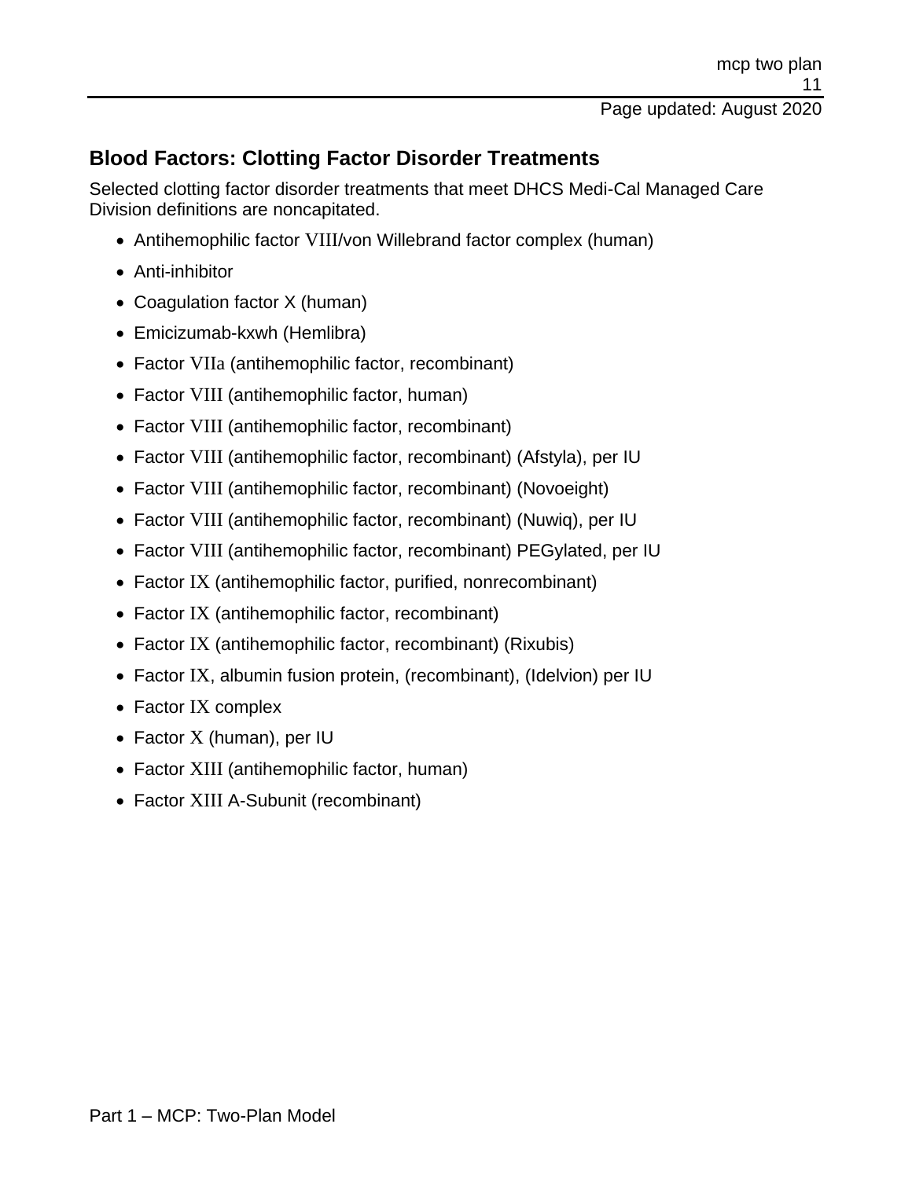## Blood Factors: Clotting Factor Disorder Treatments

Selected clotting factor disorder treatments that meet DHCS Medi-Cal Managed Care Division definitions are noncapitated.

- Antihemophilic factor VIII/von Willebrand factor complex (human)
- Anti-inhibitor
- Coagulation factor X (human)
- Emicizumab-kxwh (Hemlibra)
- Factor VIIa (antihemophilic factor, recombinant)
- Factor VIII (antihemophilic factor, human)
- Factor VIII (antihemophilic factor, recombinant)
- Factor VIII (antihemophilic factor, recombinant) (Afstyla), per IU
- Factor VIII (antihemophilic factor, recombinant) (Novoeight)
- Factor VIII (antihemophilic factor, recombinant) (Nuwiq), per IU
- Factor VIII (antihemophilic factor, recombinant) PEGylated, per IU
- Factor IX (antihemophilic factor, purified, nonrecombinant)
- Factor IX (antihemophilic factor, recombinant)
- Factor IX (antihemophilic factor, recombinant) (Rixubis)
- Factor IX, albumin fusion protein, (recombinant), (Idelvion) per IU
- Factor IX complex
- Factor X (human), per IU
- Factor XIII (antihemophilic factor, human)
- Factor XIII A-Subunit (recombinant)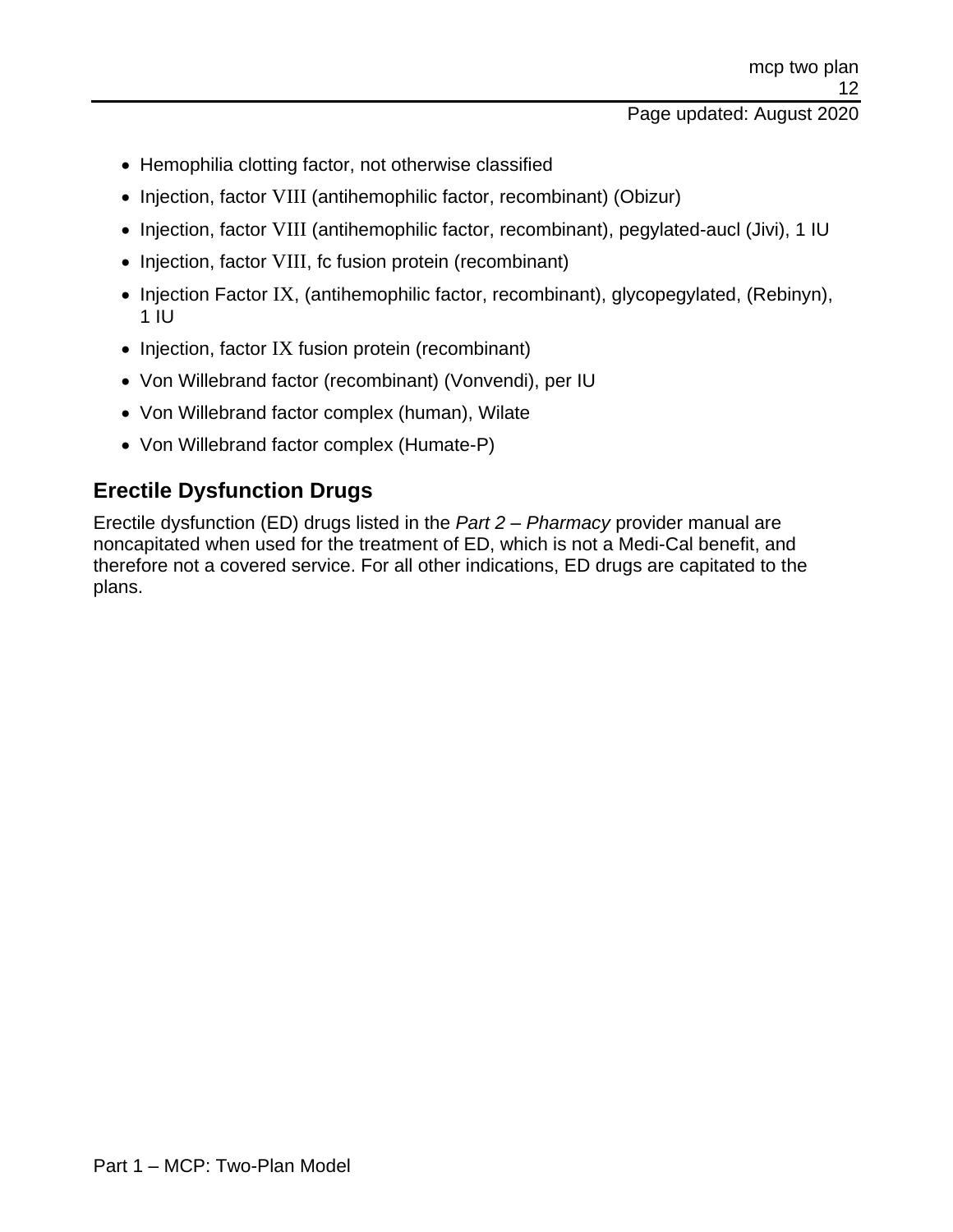- Hemophilia clotting factor, not otherwise classified
- Injection, factor VIII (antihemophilic factor, recombinant) (Obizur)
- Injection, factor VIII (antihemophilic factor, recombinant), pegylated-aucl (Jivi), 1 IU
- Injection, factor VIII, fc fusion protein (recombinant)
- Injection Factor IX, (antihemophilic factor, recombinant), glycopegylated, (Rebinyn), 1 IU
- Injection, factor IX fusion protein (recombinant)
- Von Willebrand factor (recombinant) (Vonvendi), per IU
- Von Willebrand factor complex (human), Wilate
- Von Willebrand factor complex (Humate-P)

## Erectile Dysfunction Drugs

Erectile dysfunction (ED) drugs listed in the *Part 2 – Pharmacy* provider manual are noncapitated when used for the treatment of ED, which is not a Medi-Cal benefit, and therefore not a covered service. For all other indications, ED drugs are capitated to the plans.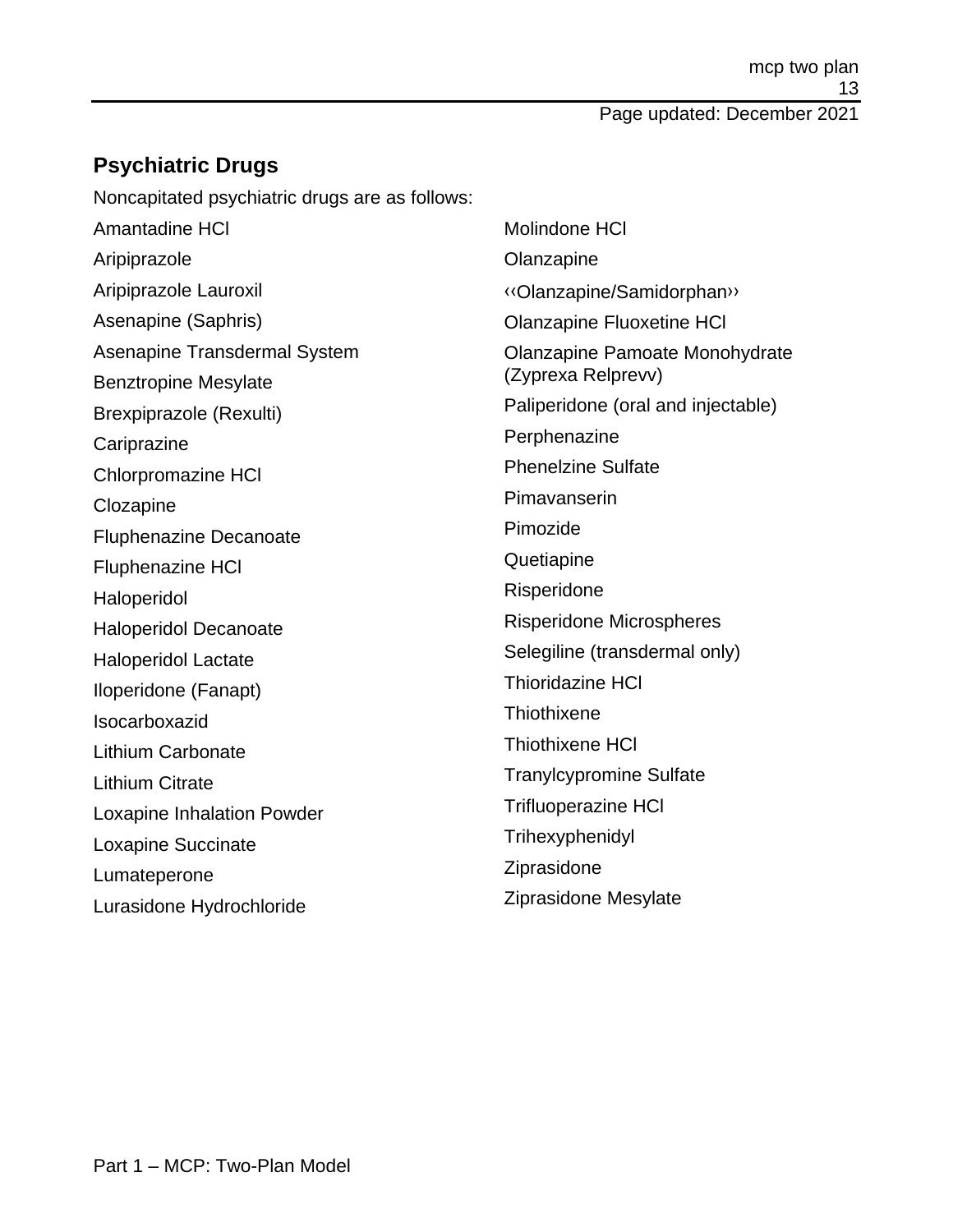## Psychiatric Drugs

Noncapitated psychiatric drugs are as follows:

Amantadine HCl

Aripiprazole

Aripiprazole Lauroxil

Asenapine (Saphris)

Asenapine Transdermal System

Benztropine Mesylate

Brexpiprazole (Rexulti)

Cariprazine

Chlorpromazine HCl

Clozapine

Fluphenazine Decanoate

Fluphenazine HCl

Haloperidol

Haloperidol Decanoate

Haloperidol Lactate

Iloperidone (Fanapt)

Isocarboxazid

Lithium Carbonate

Lithium Citrate

Loxapine Inhalation Powder

Loxapine Succinate

Lumateperone

Lurasidone Hydrochloride

Molindone HCl

Olanzapine

‹‹Olanzapine/Samidorphan››

Olanzapine Fluoxetine HCl

Olanzapine Pamoate Monohydrate (Zyprexa Relprevv)

Paliperidone (oral and injectable)

Perphenazine

Phenelzine Sulfate

Pimavanserin

Pimozide

Quetiapine

Risperidone

Risperidone Microspheres

Selegiline (transdermal only)

Thioridazine HCl

Thiothixene

Thiothixene HCl

Tranylcypromine Sulfate

Trifluoperazine HCl

Trihexyphenidyl

Ziprasidone

Ziprasidone Mesylate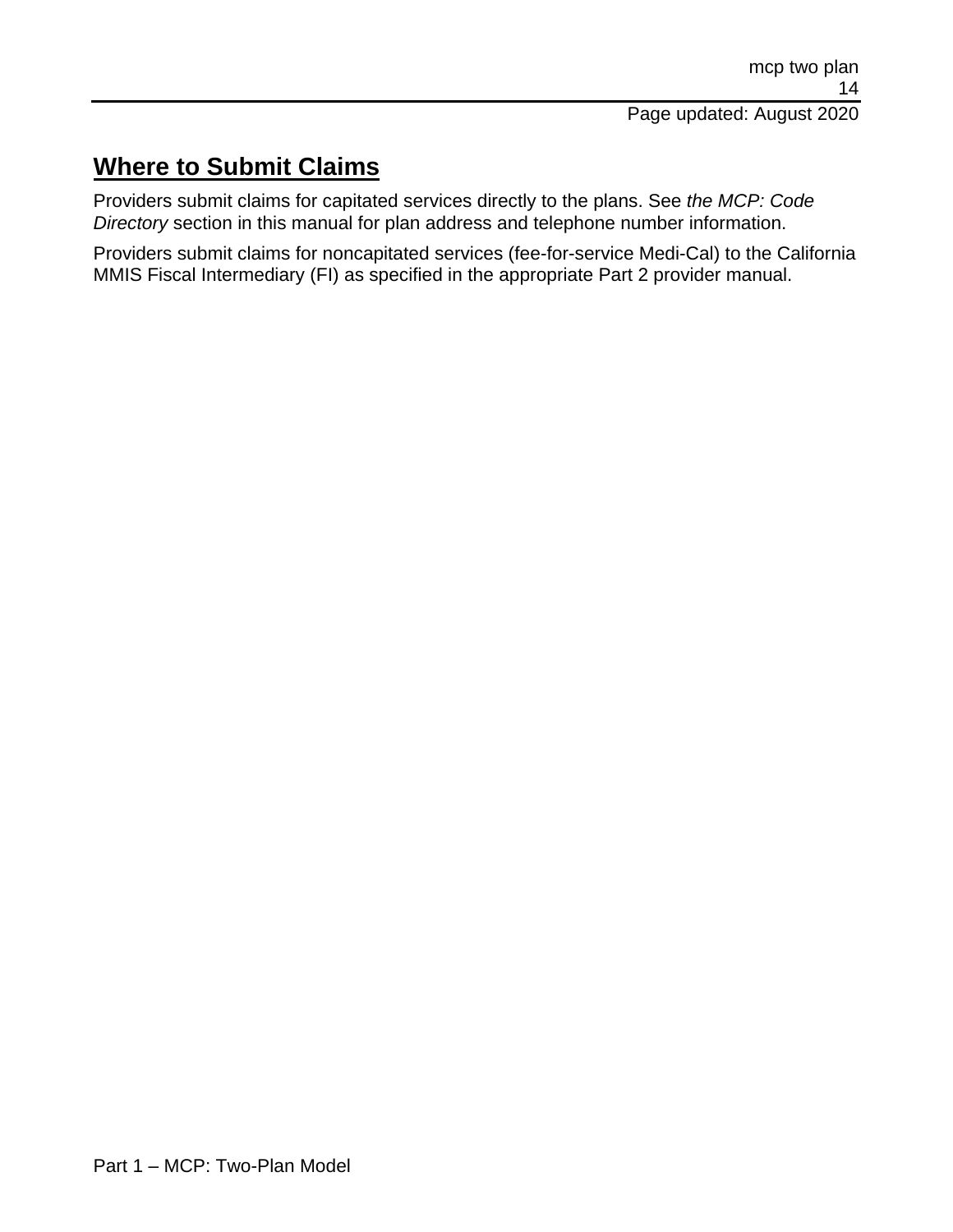## Where to Submit Claims

Providers submit claims for capitated services directly to the plans. See *the MCP: Code Directory* section in this manual for plan address and telephone number information.

Providers submit claims for noncapitated services (fee-for-service Medi-Cal) to the California MMIS Fiscal Intermediary (FI) as specified in the appropriate Part 2 provider manual.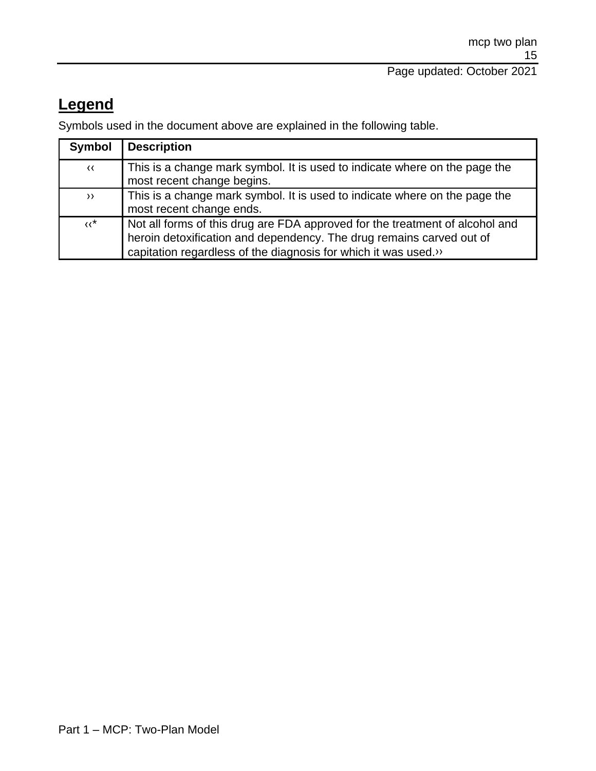## Legend

Symbols used in the document above are explained in the following table.

| Symbol | Description |
| --- | --- |
| ‹‹ | This is a change mark symbol. It is used to indicate where on the page the most recent change begins. |
| ›› | This is a change mark symbol. It is used to indicate where on the page the most recent change ends. |
| ‹‹* | Not all forms of this drug are FDA approved for the treatment of alcohol and heroin detoxification and dependency. The drug remains carved out of capitation regardless of the diagnosis for which it was used.›› |